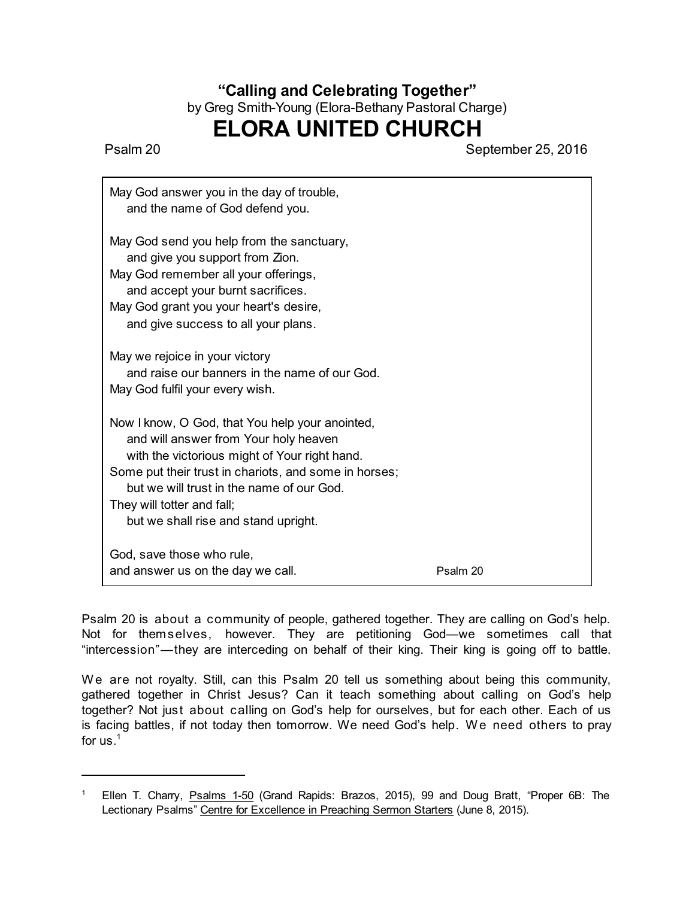**“Calling and Celebrating Together”**
by Greg Smith-Young (Elora-Bethany Pastoral Charge)

# ELORA UNITED CHURCH

Psalm 20 September 25, 2016

> May God answer you in the day of trouble,
>     and the name of God defend you.
>
> May God send you help from the sanctuary,
>     and give you support from Zion.
> May God remember all your offerings,
>     and accept your burnt sacrifices.
> May God grant you your heart's desire,
>     and give success to all your plans.
>
> May we rejoice in your victory
>     and raise our banners in the name of our God.
> May God fulfil your every wish.
>
> Now I know, O God, that You help your anointed,
>     and will answer from Your holy heaven
>     with the victorious might of Your right hand.
> Some put their trust in chariots, and some in horses;
>     but we will trust in the name of our God.
> They will totter and fall;
>     but we shall rise and stand upright.
>
> God, save those who rule,
> and answer us on the day we call. Psalm 20

Psalm 20 is about a community of people, gathered together. They are calling on God’s help. Not for themselves, however. They are petitioning God—we sometimes call that “intercession”—they are interceding on behalf of their king. Their king is going off to battle.

We are not royalty. Still, can this Psalm 20 tell us something about being this community, gathered together in Christ Jesus? Can it teach something about calling on God’s help together? Not just about calling on God’s help for ourselves, but for each other. Each of us is facing battles, if not today then tomorrow. We need God’s help. We need others to pray for us.[1]

---

[1] Ellen T. Charry, Psalms 1-50 (Grand Rapids: Brazos, 2015), 99 and Doug Bratt, “Proper 6B: The Lectionary Psalms” Centre for Excellence in Preaching Sermon Starters (June 8, 2015).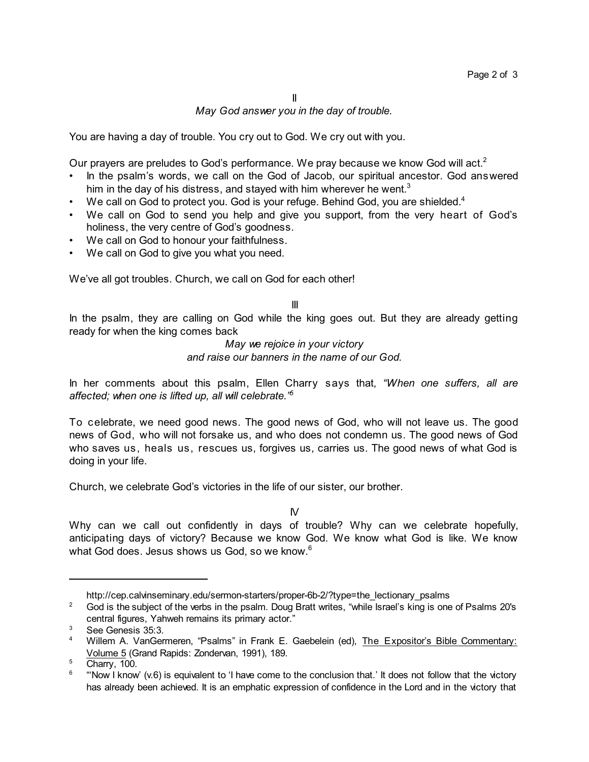II

*May God answer you in the day of trouble.*

You are having a day of trouble. You cry out to God. We cry out with you.

Our prayers are preludes to God's performance. We pray because we know God will act.[2]

- In the psalm's words, we call on the God of Jacob, our spiritual ancestor. God answered him in the day of his distress, and stayed with him wherever he went.[3]
- We call on God to protect you. God is your refuge. Behind God, you are shielded.[4]
- We call on God to send you help and give you support, from the very heart of God's holiness, the very centre of God's goodness.
- We call on God to honour your faithfulness.
- We call on God to give you what you need.

We've all got troubles. Church, we call on God for each other!

III

In the psalm, they are calling on God while the king goes out. But they are already getting ready for when the king comes back

*May we rejoice in your victory*
*and raise our banners in the name of our God.*

In her comments about this psalm, Ellen Charry says that, *"When one suffers, all are affected; when one is lifted up, all will celebrate."*[5]

To celebrate, we need good news. The good news of God, who will not leave us. The good news of God, who will not forsake us, and who does not condemn us. The good news of God who saves us, heals us, rescues us, forgives us, carries us. The good news of what God is doing in your life.

Church, we celebrate God's victories in the life of our sister, our brother.

IV

Why can we call out confidently in days of trouble? Why can we celebrate hopefully, anticipating days of victory? Because we know God. We know what God is like. We know what God does. Jesus shows us God, so we know.[6]

---

http://cep.calvinseminary.edu/sermon-starters/proper-6b-2/?type=the_lectionary_psalms

[2] God is the subject of the verbs in the psalm. Doug Bratt writes, "while Israel's king is one of Psalms 20's central figures, Yahweh remains its primary actor."

[3] See Genesis 35:3.

[4] Willem A. VanGemeren, "Psalms" in Frank E. Gaebelein (ed), The Expositor's Bible Commentary: Volume 5 (Grand Rapids: Zondervan, 1991), 189.

[5] Charry, 100.

[6] "'Now I know' (v.6) is equivalent to 'I have come to the conclusion that.' It does not follow that the victory has already been achieved. It is an emphatic expression of confidence in the Lord and in the victory that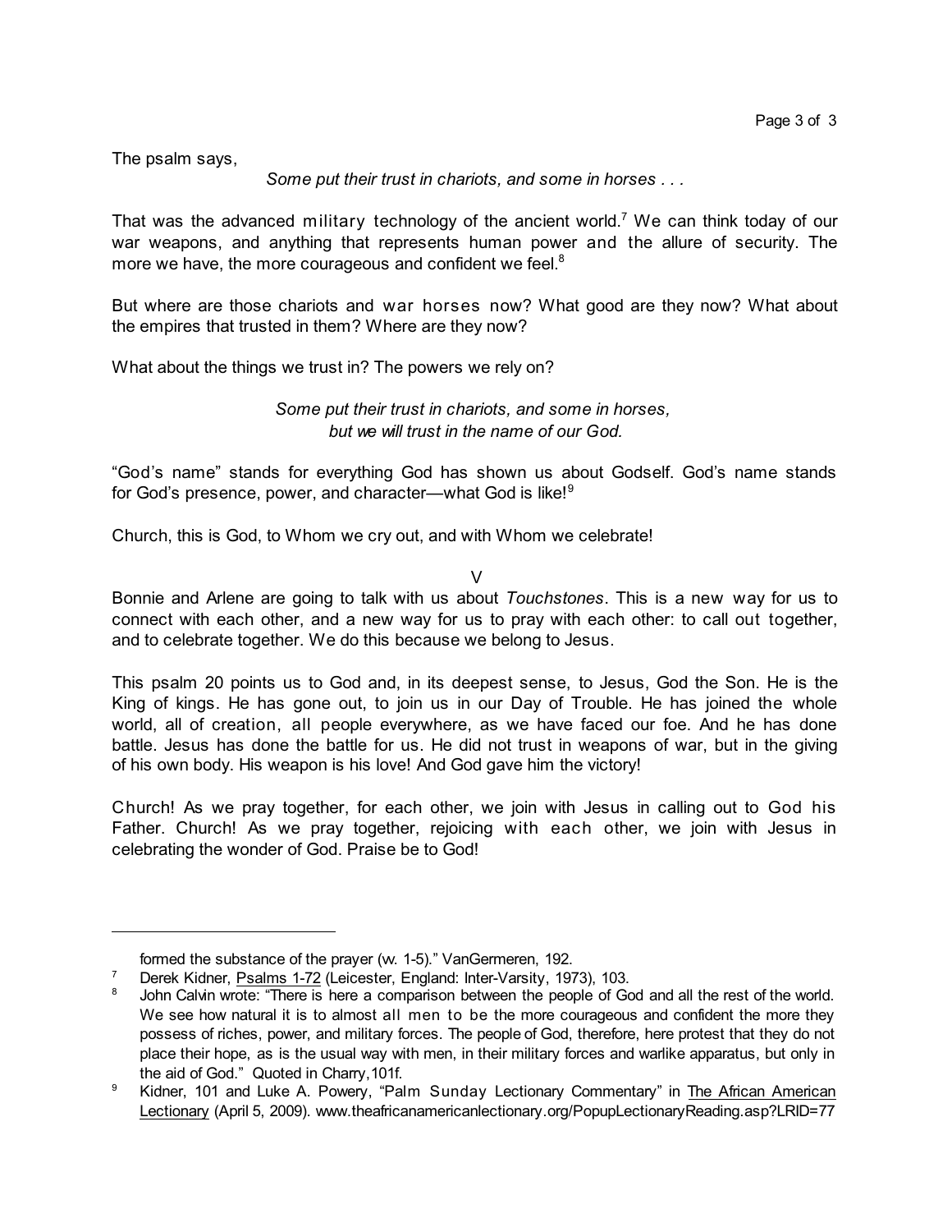The psalm says,

*Some put their trust in chariots, and some in horses . . .*

That was the advanced military technology of the ancient world.[7] We can think today of our war weapons, and anything that represents human power and the allure of security. The more we have, the more courageous and confident we feel.[8]

But where are those chariots and war horses now? What good are they now? What about the empires that trusted in them? Where are they now?

What about the things we trust in? The powers we rely on?

*Some put their trust in chariots, and some in horses,*
*but we will trust in the name of our God.*

"God's name" stands for everything God has shown us about Godself. God's name stands for God's presence, power, and character—what God is like![9]

Church, this is God, to Whom we cry out, and with Whom we celebrate!

V

Bonnie and Arlene are going to talk with us about *Touchstones*. This is a new way for us to connect with each other, and a new way for us to pray with each other: to call out together, and to celebrate together. We do this because we belong to Jesus.

This psalm 20 points us to God and, in its deepest sense, to Jesus, God the Son. He is the King of kings. He has gone out, to join us in our Day of Trouble. He has joined the whole world, all of creation, all people everywhere, as we have faced our foe. And he has done battle. Jesus has done the battle for us. He did not trust in weapons of war, but in the giving of his own body. His weapon is his love! And God gave him the victory!

Church! As we pray together, for each other, we join with Jesus in calling out to God his Father. Church! As we pray together, rejoicing with each other, we join with Jesus in celebrating the wonder of God. Praise be to God!

---

formed the substance of the prayer (w. 1-5)." VanGermeren, 192.

[7] Derek Kidner, Psalms 1-72 (Leicester, England: Inter-Varsity, 1973), 103.

[8] John Calvin wrote: "There is here a comparison between the people of God and all the rest of the world. We see how natural it is to almost all men to be the more courageous and confident the more they possess of riches, power, and military forces. The people of God, therefore, here protest that they do not place their hope, as is the usual way with men, in their military forces and warlike apparatus, but only in the aid of God." Quoted in Charry,101f.

[9] Kidner, 101 and Luke A. Powery, "Palm Sunday Lectionary Commentary" in The African American Lectionary (April 5, 2009). www.theafricanamericanlectionary.org/PopupLectionaryReading.asp?LRID=77